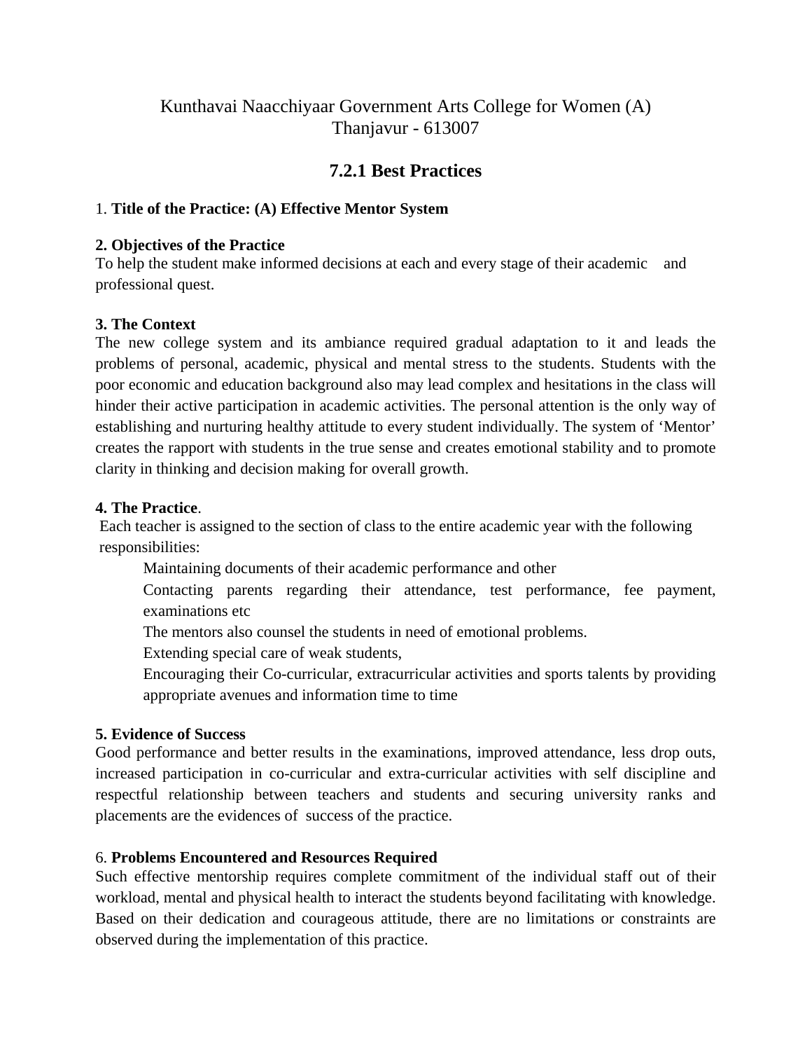Kunthavai Naacchiyaar Government Arts College for Women (A)
Thanjavur - 613007

# 7.2.1 Best Practices

1. **Title of the Practice: (A) Effective Mentor System**

**2. Objectives of the Practice**

To help the student make informed decisions at each and every stage of their academic and professional quest.

**3. The Context**

The new college system and its ambiance required gradual adaptation to it and leads the problems of personal, academic, physical and mental stress to the students. Students with the poor economic and education background also may lead complex and hesitations in the class will hinder their active participation in academic activities. The personal attention is the only way of establishing and nurturing healthy attitude to every student individually. The system of 'Mentor' creates the rapport with students in the true sense and creates emotional stability and to promote clarity in thinking and decision making for overall growth.

**4. The Practice**.

Each teacher is assigned to the section of class to the entire academic year with the following responsibilities:

- Maintaining documents of their academic performance and other
- Contacting parents regarding their attendance, test performance, fee payment, examinations etc
- The mentors also counsel the students in need of emotional problems.
- Extending special care of weak students,
- Encouraging their Co-curricular, extracurricular activities and sports talents by providing appropriate avenues and information time to time

**5. Evidence of Success**

Good performance and better results in the examinations, improved attendance, less drop outs, increased participation in co-curricular and extra-curricular activities with self discipline and respectful relationship between teachers and students and securing university ranks and placements are the evidences of success of the practice.

6. **Problems Encountered and Resources Required**

Such effective mentorship requires complete commitment of the individual staff out of their workload, mental and physical health to interact the students beyond facilitating with knowledge. Based on their dedication and courageous attitude, there are no limitations or constraints are observed during the implementation of this practice.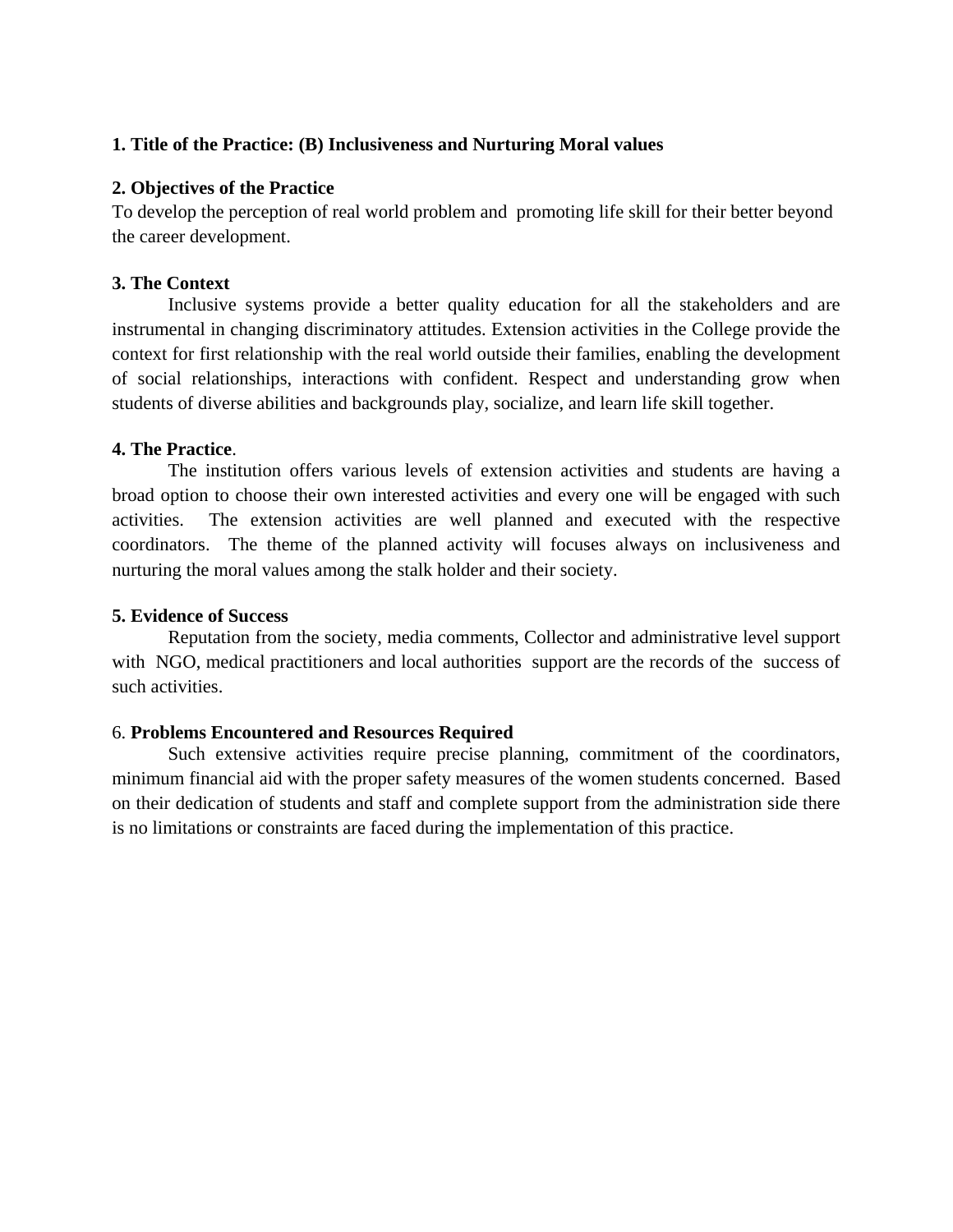**1. Title of the Practice: (B) Inclusiveness and Nurturing Moral values**

**2. Objectives of the Practice**

To develop the perception of real world problem and promoting life skill for their better beyond the career development.

**3. The Context**

Inclusive systems provide a better quality education for all the stakeholders and are instrumental in changing discriminatory attitudes. Extension activities in the College provide the context for first relationship with the real world outside their families, enabling the development of social relationships, interactions with confident. Respect and understanding grow when students of diverse abilities and backgrounds play, socialize, and learn life skill together.

**4. The Practice**.

The institution offers various levels of extension activities and students are having a broad option to choose their own interested activities and every one will be engaged with such activities. The extension activities are well planned and executed with the respective coordinators. The theme of the planned activity will focuses always on inclusiveness and nurturing the moral values among the stalk holder and their society.

**5. Evidence of Success**

Reputation from the society, media comments, Collector and administrative level support with NGO, medical practitioners and local authorities support are the records of the success of such activities.

6. **Problems Encountered and Resources Required**

Such extensive activities require precise planning, commitment of the coordinators, minimum financial aid with the proper safety measures of the women students concerned. Based on their dedication of students and staff and complete support from the administration side there is no limitations or constraints are faced during the implementation of this practice.